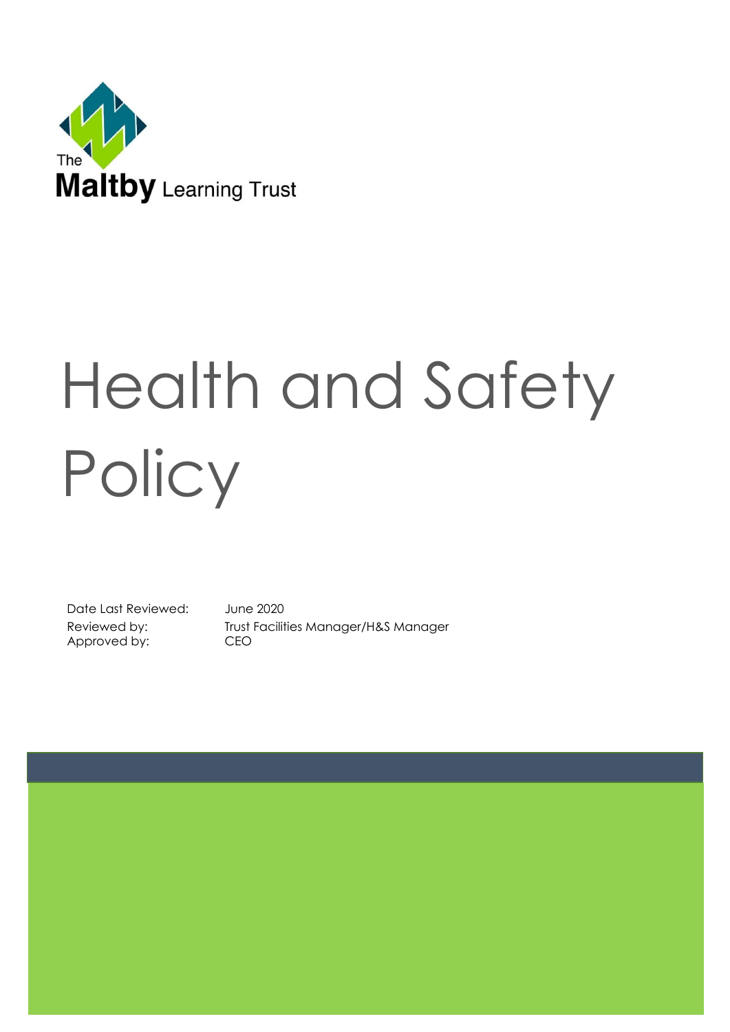The Maltby Learning Trust

# Health and Safety Policy

| | |
|---|---|
| Date Last Reviewed: | June 2020 |
| Reviewed by: | Trust Facilities Manager/H&S Manager |
| Approved by: | CEO |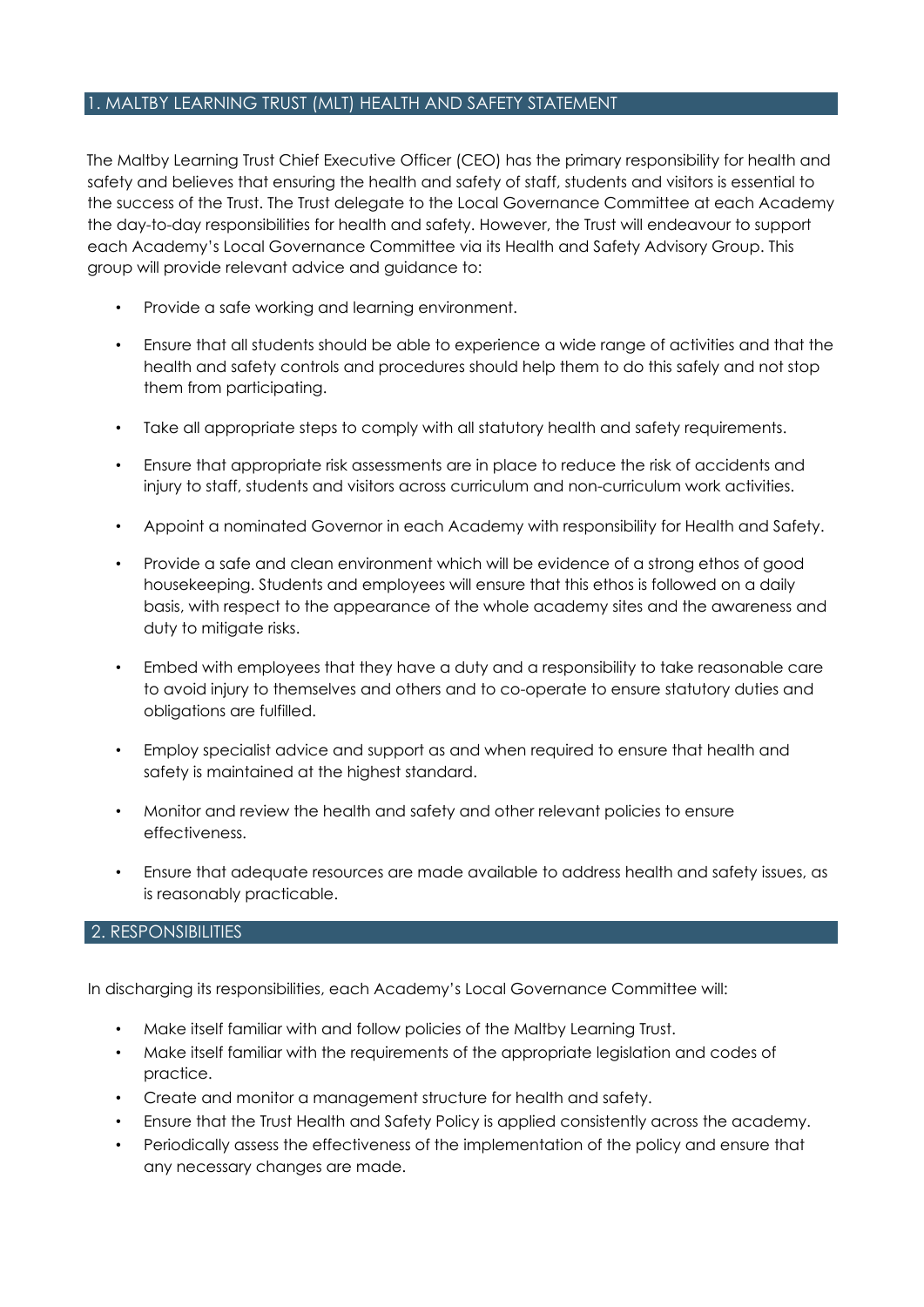## 1. MALTBY LEARNING TRUST (MLT) HEALTH AND SAFETY STATEMENT

The Maltby Learning Trust Chief Executive Officer (CEO) has the primary responsibility for health and safety and believes that ensuring the health and safety of staff, students and visitors is essential to the success of the Trust. The Trust delegate to the Local Governance Committee at each Academy the day-to-day responsibilities for health and safety. However, the Trust will endeavour to support each Academy's Local Governance Committee via its Health and Safety Advisory Group. This group will provide relevant advice and guidance to:

- Provide a safe working and learning environment.
- Ensure that all students should be able to experience a wide range of activities and that the health and safety controls and procedures should help them to do this safely and not stop them from participating.
- Take all appropriate steps to comply with all statutory health and safety requirements.
- Ensure that appropriate risk assessments are in place to reduce the risk of accidents and injury to staff, students and visitors across curriculum and non-curriculum work activities.
- Appoint a nominated Governor in each Academy with responsibility for Health and Safety.
- Provide a safe and clean environment which will be evidence of a strong ethos of good housekeeping. Students and employees will ensure that this ethos is followed on a daily basis, with respect to the appearance of the whole academy sites and the awareness and duty to mitigate risks.
- Embed with employees that they have a duty and a responsibility to take reasonable care to avoid injury to themselves and others and to co-operate to ensure statutory duties and obligations are fulfilled.
- Employ specialist advice and support as and when required to ensure that health and safety is maintained at the highest standard.
- Monitor and review the health and safety and other relevant policies to ensure effectiveness.
- Ensure that adequate resources are made available to address health and safety issues, as is reasonably practicable.

## 2. RESPONSIBILITIES

In discharging its responsibilities, each Academy's Local Governance Committee will:

- Make itself familiar with and follow policies of the Maltby Learning Trust.
- Make itself familiar with the requirements of the appropriate legislation and codes of practice.
- Create and monitor a management structure for health and safety.
- Ensure that the Trust Health and Safety Policy is applied consistently across the academy.
- Periodically assess the effectiveness of the implementation of the policy and ensure that any necessary changes are made.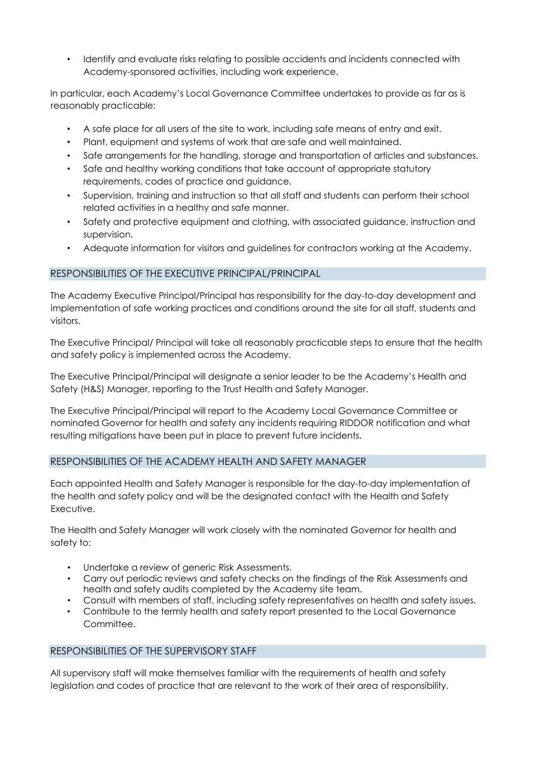- Identify and evaluate risks relating to possible accidents and incidents connected with Academy-sponsored activities, including work experience.

In particular, each Academy's Local Governance Committee undertakes to provide as far as is reasonably practicable:

- A safe place for all users of the site to work, including safe means of entry and exit.
- Plant, equipment and systems of work that are safe and well maintained.
- Safe arrangements for the handling, storage and transportation of articles and substances.
- Safe and healthy working conditions that take account of appropriate statutory requirements, codes of practice and guidance.
- Supervision, training and instruction so that all staff and students can perform their school related activities in a healthy and safe manner.
- Safety and protective equipment and clothing, with associated guidance, instruction and supervision.
- Adequate information for visitors and guidelines for contractors working at the Academy.

## RESPONSIBILITIES OF THE EXECUTIVE PRINCIPAL/PRINCIPAL

The Academy Executive Principal/Principal has responsibility for the day-to-day development and implementation of safe working practices and conditions around the site for all staff, students and visitors.

The Executive Principal/ Principal will take all reasonably practicable steps to ensure that the health and safety policy is implemented across the Academy.

The Executive Principal/Principal will designate a senior leader to be the Academy's Health and Safety (H&S) Manager, reporting to the Trust Health and Safety Manager.

The Executive Principal/Principal will report to the Academy Local Governance Committee or nominated Governor for health and safety any incidents requiring RIDDOR notification and what resulting mitigations have been put in place to prevent future incidents.

## RESPONSIBILITIES OF THE ACADEMY HEALTH AND SAFETY MANAGER

Each appointed Health and Safety Manager is responsible for the day-to-day implementation of the health and safety policy and will be the designated contact with the Health and Safety Executive.

The Health and Safety Manager will work closely with the nominated Governor for health and safety to:

- Undertake a review of generic Risk Assessments.
- Carry out periodic reviews and safety checks on the findings of the Risk Assessments and health and safety audits completed by the Academy site team.
- Consult with members of staff, including safety representatives on health and safety issues.
- Contribute to the termly health and safety report presented to the Local Governance Committee.

## RESPONSIBILITIES OF THE SUPERVISORY STAFF

All supervisory staff will make themselves familiar with the requirements of health and safety legislation and codes of practice that are relevant to the work of their area of responsibility.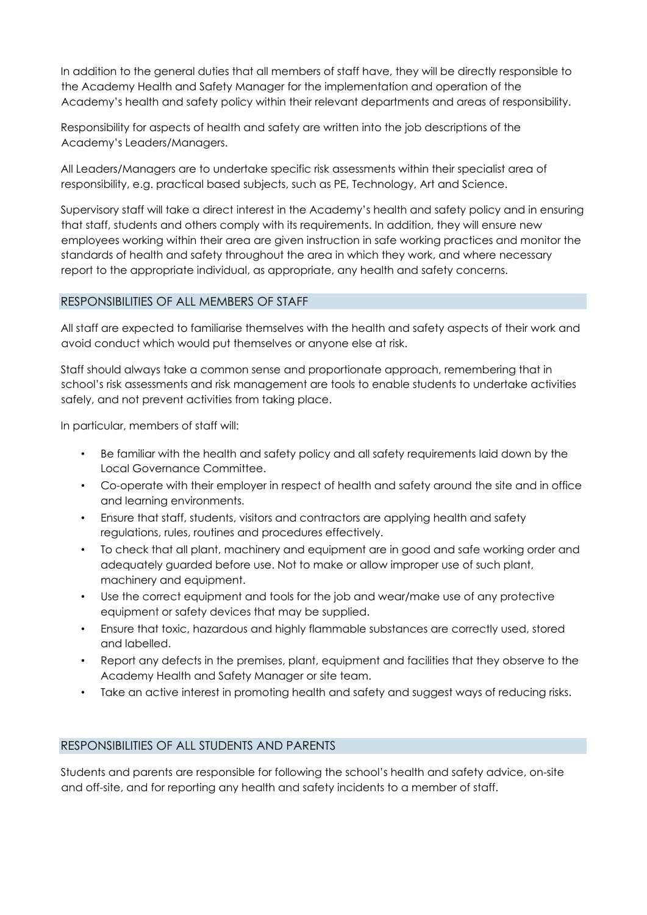In addition to the general duties that all members of staff have, they will be directly responsible to the Academy Health and Safety Manager for the implementation and operation of the Academy's health and safety policy within their relevant departments and areas of responsibility.

Responsibility for aspects of health and safety are written into the job descriptions of the Academy's Leaders/Managers.

All Leaders/Managers are to undertake specific risk assessments within their specialist area of responsibility, e.g. practical based subjects, such as PE, Technology, Art and Science.

Supervisory staff will take a direct interest in the Academy's health and safety policy and in ensuring that staff, students and others comply with its requirements. In addition, they will ensure new employees working within their area are given instruction in safe working practices and monitor the standards of health and safety throughout the area in which they work, and where necessary report to the appropriate individual, as appropriate, any health and safety concerns.

## RESPONSIBILITIES OF ALL MEMBERS OF STAFF

All staff are expected to familiarise themselves with the health and safety aspects of their work and avoid conduct which would put themselves or anyone else at risk.

Staff should always take a common sense and proportionate approach, remembering that in school's risk assessments and risk management are tools to enable students to undertake activities safely, and not prevent activities from taking place.

In particular, members of staff will:

- Be familiar with the health and safety policy and all safety requirements laid down by the Local Governance Committee.
- Co-operate with their employer in respect of health and safety around the site and in office and learning environments.
- Ensure that staff, students, visitors and contractors are applying health and safety regulations, rules, routines and procedures effectively.
- To check that all plant, machinery and equipment are in good and safe working order and adequately guarded before use. Not to make or allow improper use of such plant, machinery and equipment.
- Use the correct equipment and tools for the job and wear/make use of any protective equipment or safety devices that may be supplied.
- Ensure that toxic, hazardous and highly flammable substances are correctly used, stored and labelled.
- Report any defects in the premises, plant, equipment and facilities that they observe to the Academy Health and Safety Manager or site team.
- Take an active interest in promoting health and safety and suggest ways of reducing risks.

## RESPONSIBILITIES OF ALL STUDENTS AND PARENTS

Students and parents are responsible for following the school's health and safety advice, on-site and off-site, and for reporting any health and safety incidents to a member of staff.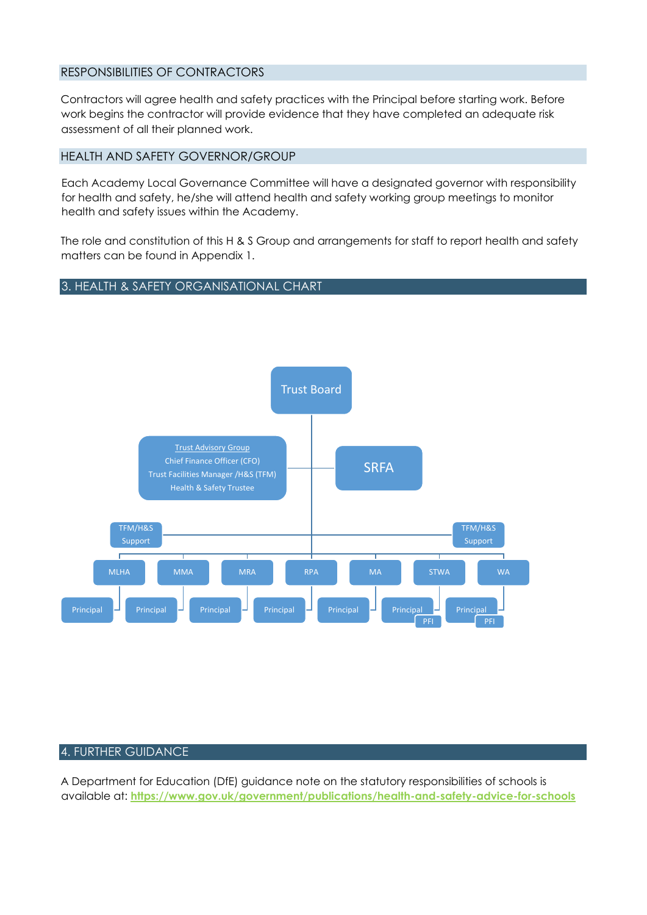## RESPONSIBILITIES OF CONTRACTORS

Contractors will agree health and safety practices with the Principal before starting work. Before work begins the contractor will provide evidence that they have completed an adequate risk assessment of all their planned work.

## HEALTH AND SAFETY GOVERNOR/GROUP

Each Academy Local Governance Committee will have a designated governor with responsibility for health and safety, he/she will attend health and safety working group meetings to monitor health and safety issues within the Academy.

The role and constitution of this H & S Group and arrangements for staff to report health and safety matters can be found in Appendix 1.

# 3. HEALTH & SAFETY ORGANISATIONAL CHART

Trust Board

Trust Advisory Group
Chief Finance Officer (CFO)
Trust Facilities Manager /H&S (TFM)
Health & Safety Trustee

SRFA

TFM/H&S Support

TFM/H&S Support

MLHA – Principal
MMA – Principal
MRA – Principal
RPA – Principal
MA – Principal
STWA – Principal – PFI
WA – Principal – PFI

# 4. FURTHER GUIDANCE

A Department for Education (DfE) guidance note on the statutory responsibilities of schools is available at: **https://www.gov.uk/government/publications/health-and-safety-advice-for-schools**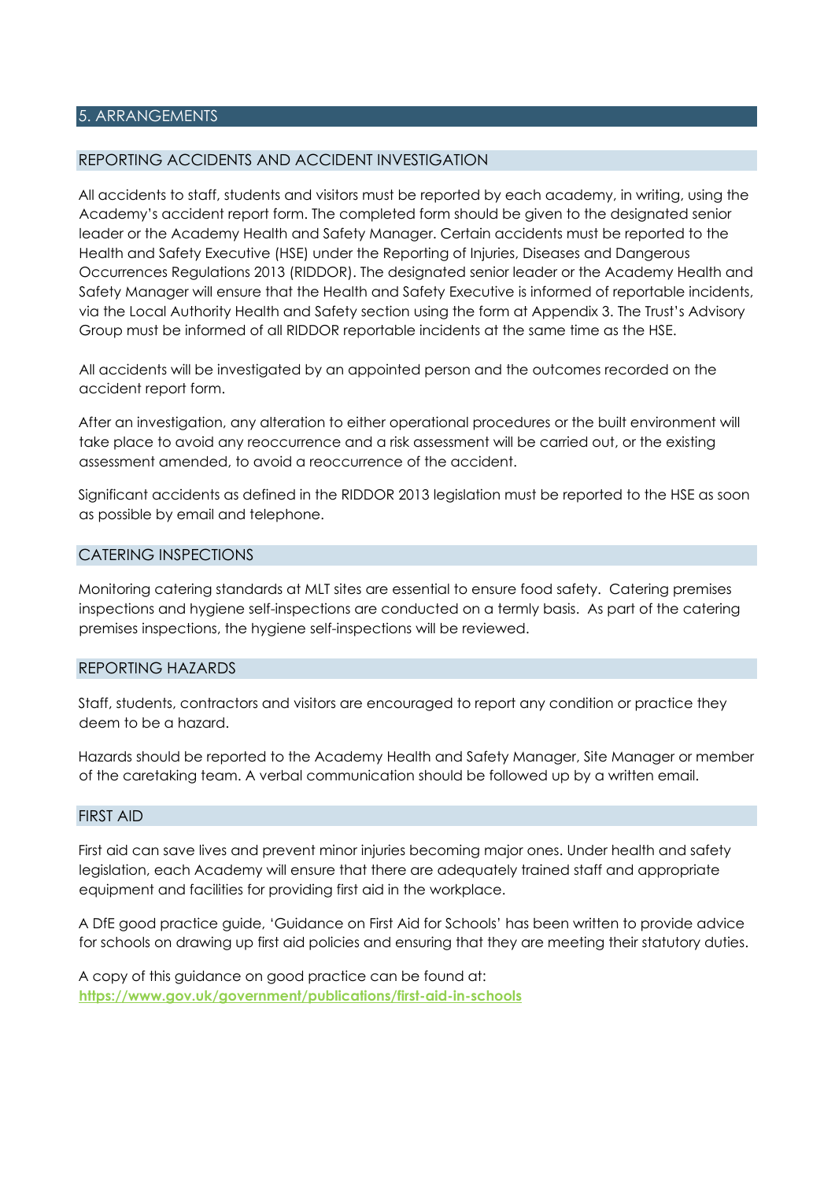## 5. ARRANGEMENTS

### REPORTING ACCIDENTS AND ACCIDENT INVESTIGATION

All accidents to staff, students and visitors must be reported by each academy, in writing, using the Academy's accident report form. The completed form should be given to the designated senior leader or the Academy Health and Safety Manager. Certain accidents must be reported to the Health and Safety Executive (HSE) under the Reporting of Injuries, Diseases and Dangerous Occurrences Regulations 2013 (RIDDOR). The designated senior leader or the Academy Health and Safety Manager will ensure that the Health and Safety Executive is informed of reportable incidents, via the Local Authority Health and Safety section using the form at Appendix 3. The Trust's Advisory Group must be informed of all RIDDOR reportable incidents at the same time as the HSE.

All accidents will be investigated by an appointed person and the outcomes recorded on the accident report form.

After an investigation, any alteration to either operational procedures or the built environment will take place to avoid any reoccurrence and a risk assessment will be carried out, or the existing assessment amended, to avoid a reoccurrence of the accident.

Significant accidents as defined in the RIDDOR 2013 legislation must be reported to the HSE as soon as possible by email and telephone.

### CATERING INSPECTIONS

Monitoring catering standards at MLT sites are essential to ensure food safety. Catering premises inspections and hygiene self-inspections are conducted on a termly basis. As part of the catering premises inspections, the hygiene self-inspections will be reviewed.

### REPORTING HAZARDS

Staff, students, contractors and visitors are encouraged to report any condition or practice they deem to be a hazard.

Hazards should be reported to the Academy Health and Safety Manager, Site Manager or member of the caretaking team. A verbal communication should be followed up by a written email.

### FIRST AID

First aid can save lives and prevent minor injuries becoming major ones. Under health and safety legislation, each Academy will ensure that there are adequately trained staff and appropriate equipment and facilities for providing first aid in the workplace.

A DfE good practice guide, 'Guidance on First Aid for Schools' has been written to provide advice for schools on drawing up first aid policies and ensuring that they are meeting their statutory duties.

A copy of this guidance on good practice can be found at:
**https://www.gov.uk/government/publications/first-aid-in-schools**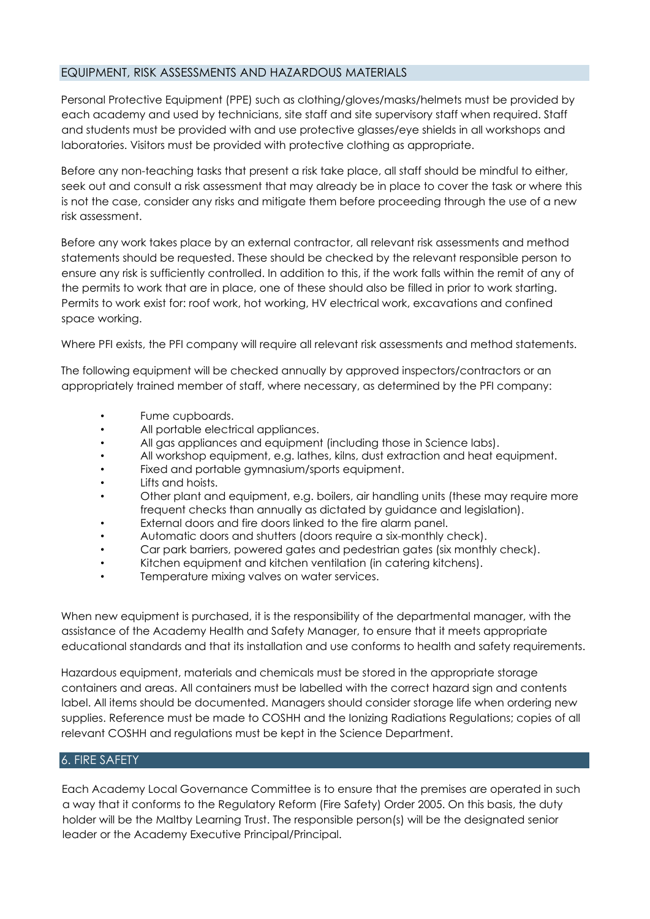## EQUIPMENT, RISK ASSESSMENTS AND HAZARDOUS MATERIALS

Personal Protective Equipment (PPE) such as clothing/gloves/masks/helmets must be provided by each academy and used by technicians, site staff and site supervisory staff when required. Staff and students must be provided with and use protective glasses/eye shields in all workshops and laboratories. Visitors must be provided with protective clothing as appropriate.

Before any non-teaching tasks that present a risk take place, all staff should be mindful to either, seek out and consult a risk assessment that may already be in place to cover the task or where this is not the case, consider any risks and mitigate them before proceeding through the use of a new risk assessment.

Before any work takes place by an external contractor, all relevant risk assessments and method statements should be requested. These should be checked by the relevant responsible person to ensure any risk is sufficiently controlled. In addition to this, if the work falls within the remit of any of the permits to work that are in place, one of these should also be filled in prior to work starting. Permits to work exist for: roof work, hot working, HV electrical work, excavations and confined space working.

Where PFI exists, the PFI company will require all relevant risk assessments and method statements.

The following equipment will be checked annually by approved inspectors/contractors or an appropriately trained member of staff, where necessary, as determined by the PFI company:

- Fume cupboards.
- All portable electrical appliances.
- All gas appliances and equipment (including those in Science labs).
- All workshop equipment, e.g. lathes, kilns, dust extraction and heat equipment.
- Fixed and portable gymnasium/sports equipment.
- Lifts and hoists.
- Other plant and equipment, e.g. boilers, air handling units (these may require more frequent checks than annually as dictated by guidance and legislation).
- External doors and fire doors linked to the fire alarm panel.
- Automatic doors and shutters (doors require a six-monthly check).
- Car park barriers, powered gates and pedestrian gates (six monthly check).
- Kitchen equipment and kitchen ventilation (in catering kitchens).
- Temperature mixing valves on water services.

When new equipment is purchased, it is the responsibility of the departmental manager, with the assistance of the Academy Health and Safety Manager, to ensure that it meets appropriate educational standards and that its installation and use conforms to health and safety requirements.

Hazardous equipment, materials and chemicals must be stored in the appropriate storage containers and areas. All containers must be labelled with the correct hazard sign and contents label. All items should be documented. Managers should consider storage life when ordering new supplies. Reference must be made to COSHH and the Ionizing Radiations Regulations; copies of all relevant COSHH and regulations must be kept in the Science Department.

## 6. FIRE SAFETY

Each Academy Local Governance Committee is to ensure that the premises are operated in such a way that it conforms to the Regulatory Reform (Fire Safety) Order 2005. On this basis, the duty holder will be the Maltby Learning Trust. The responsible person(s) will be the designated senior leader or the Academy Executive Principal/Principal.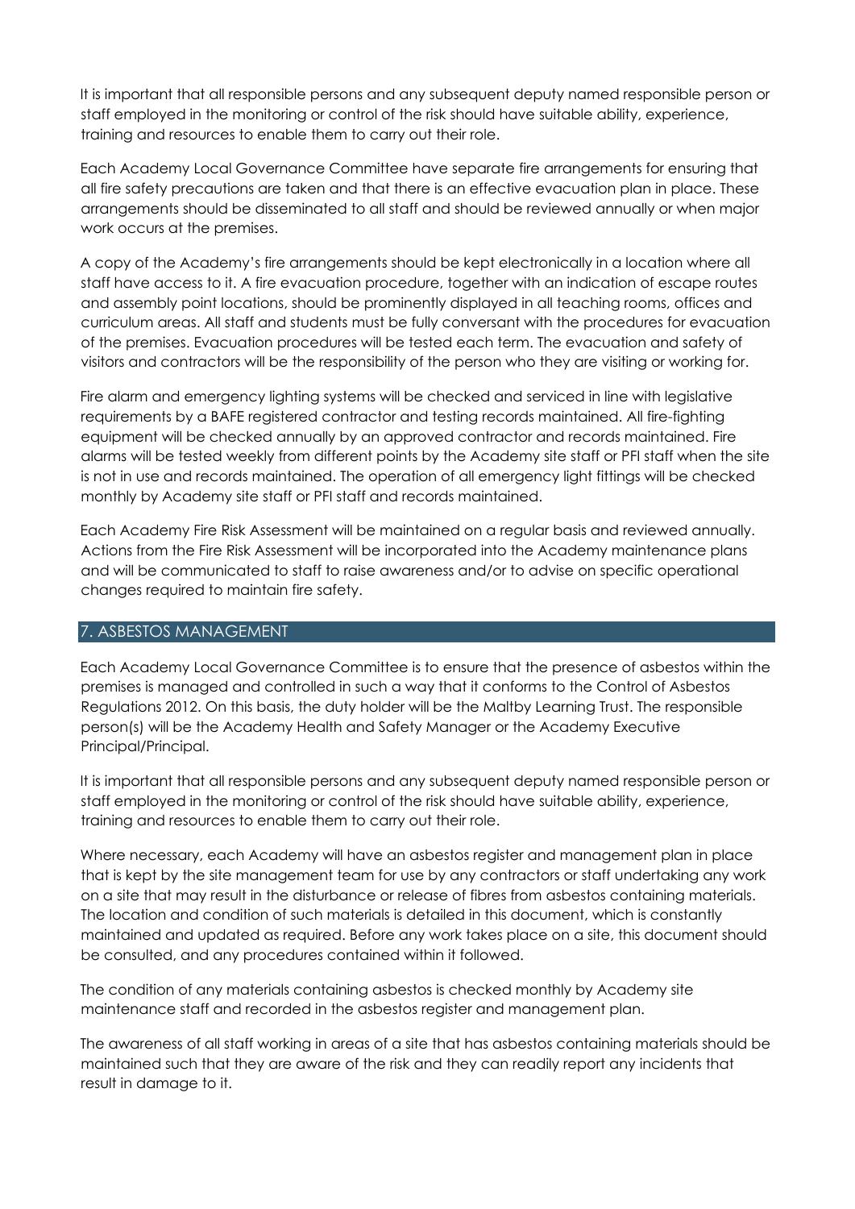It is important that all responsible persons and any subsequent deputy named responsible person or staff employed in the monitoring or control of the risk should have suitable ability, experience, training and resources to enable them to carry out their role.

Each Academy Local Governance Committee have separate fire arrangements for ensuring that all fire safety precautions are taken and that there is an effective evacuation plan in place. These arrangements should be disseminated to all staff and should be reviewed annually or when major work occurs at the premises.

A copy of the Academy's fire arrangements should be kept electronically in a location where all staff have access to it. A fire evacuation procedure, together with an indication of escape routes and assembly point locations, should be prominently displayed in all teaching rooms, offices and curriculum areas. All staff and students must be fully conversant with the procedures for evacuation of the premises. Evacuation procedures will be tested each term. The evacuation and safety of visitors and contractors will be the responsibility of the person who they are visiting or working for.

Fire alarm and emergency lighting systems will be checked and serviced in line with legislative requirements by a BAFE registered contractor and testing records maintained. All fire-fighting equipment will be checked annually by an approved contractor and records maintained. Fire alarms will be tested weekly from different points by the Academy site staff or PFI staff when the site is not in use and records maintained. The operation of all emergency light fittings will be checked monthly by Academy site staff or PFI staff and records maintained.

Each Academy Fire Risk Assessment will be maintained on a regular basis and reviewed annually. Actions from the Fire Risk Assessment will be incorporated into the Academy maintenance plans and will be communicated to staff to raise awareness and/or to advise on specific operational changes required to maintain fire safety.

## 7. ASBESTOS MANAGEMENT

Each Academy Local Governance Committee is to ensure that the presence of asbestos within the premises is managed and controlled in such a way that it conforms to the Control of Asbestos Regulations 2012. On this basis, the duty holder will be the Maltby Learning Trust. The responsible person(s) will be the Academy Health and Safety Manager or the Academy Executive Principal/Principal.

It is important that all responsible persons and any subsequent deputy named responsible person or staff employed in the monitoring or control of the risk should have suitable ability, experience, training and resources to enable them to carry out their role.

Where necessary, each Academy will have an asbestos register and management plan in place that is kept by the site management team for use by any contractors or staff undertaking any work on a site that may result in the disturbance or release of fibres from asbestos containing materials. The location and condition of such materials is detailed in this document, which is constantly maintained and updated as required. Before any work takes place on a site, this document should be consulted, and any procedures contained within it followed.

The condition of any materials containing asbestos is checked monthly by Academy site maintenance staff and recorded in the asbestos register and management plan.

The awareness of all staff working in areas of a site that has asbestos containing materials should be maintained such that they are aware of the risk and they can readily report any incidents that result in damage to it.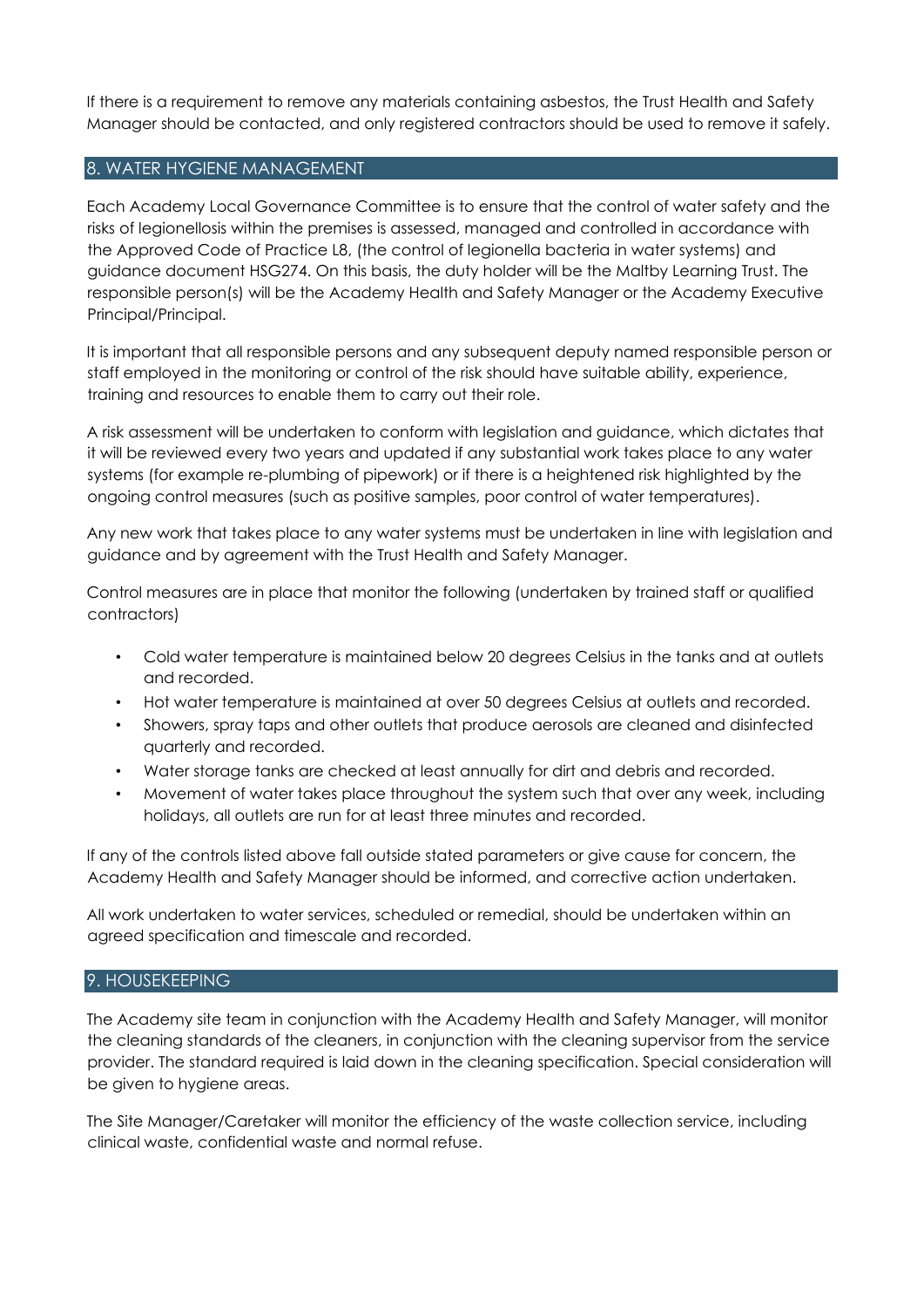If there is a requirement to remove any materials containing asbestos, the Trust Health and Safety Manager should be contacted, and only registered contractors should be used to remove it safely.

## 8. WATER HYGIENE MANAGEMENT

Each Academy Local Governance Committee is to ensure that the control of water safety and the risks of legionellosis within the premises is assessed, managed and controlled in accordance with the Approved Code of Practice L8, (the control of legionella bacteria in water systems) and guidance document HSG274. On this basis, the duty holder will be the Maltby Learning Trust. The responsible person(s) will be the Academy Health and Safety Manager or the Academy Executive Principal/Principal.

It is important that all responsible persons and any subsequent deputy named responsible person or staff employed in the monitoring or control of the risk should have suitable ability, experience, training and resources to enable them to carry out their role.

A risk assessment will be undertaken to conform with legislation and guidance, which dictates that it will be reviewed every two years and updated if any substantial work takes place to any water systems (for example re-plumbing of pipework) or if there is a heightened risk highlighted by the ongoing control measures (such as positive samples, poor control of water temperatures).

Any new work that takes place to any water systems must be undertaken in line with legislation and guidance and by agreement with the Trust Health and Safety Manager.

Control measures are in place that monitor the following (undertaken by trained staff or qualified contractors)

- Cold water temperature is maintained below 20 degrees Celsius in the tanks and at outlets and recorded.
- Hot water temperature is maintained at over 50 degrees Celsius at outlets and recorded.
- Showers, spray taps and other outlets that produce aerosols are cleaned and disinfected quarterly and recorded.
- Water storage tanks are checked at least annually for dirt and debris and recorded.
- Movement of water takes place throughout the system such that over any week, including holidays, all outlets are run for at least three minutes and recorded.

If any of the controls listed above fall outside stated parameters or give cause for concern, the Academy Health and Safety Manager should be informed, and corrective action undertaken.

All work undertaken to water services, scheduled or remedial, should be undertaken within an agreed specification and timescale and recorded.

## 9. HOUSEKEEPING

The Academy site team in conjunction with the Academy Health and Safety Manager, will monitor the cleaning standards of the cleaners, in conjunction with the cleaning supervisor from the service provider. The standard required is laid down in the cleaning specification. Special consideration will be given to hygiene areas.

The Site Manager/Caretaker will monitor the efficiency of the waste collection service, including clinical waste, confidential waste and normal refuse.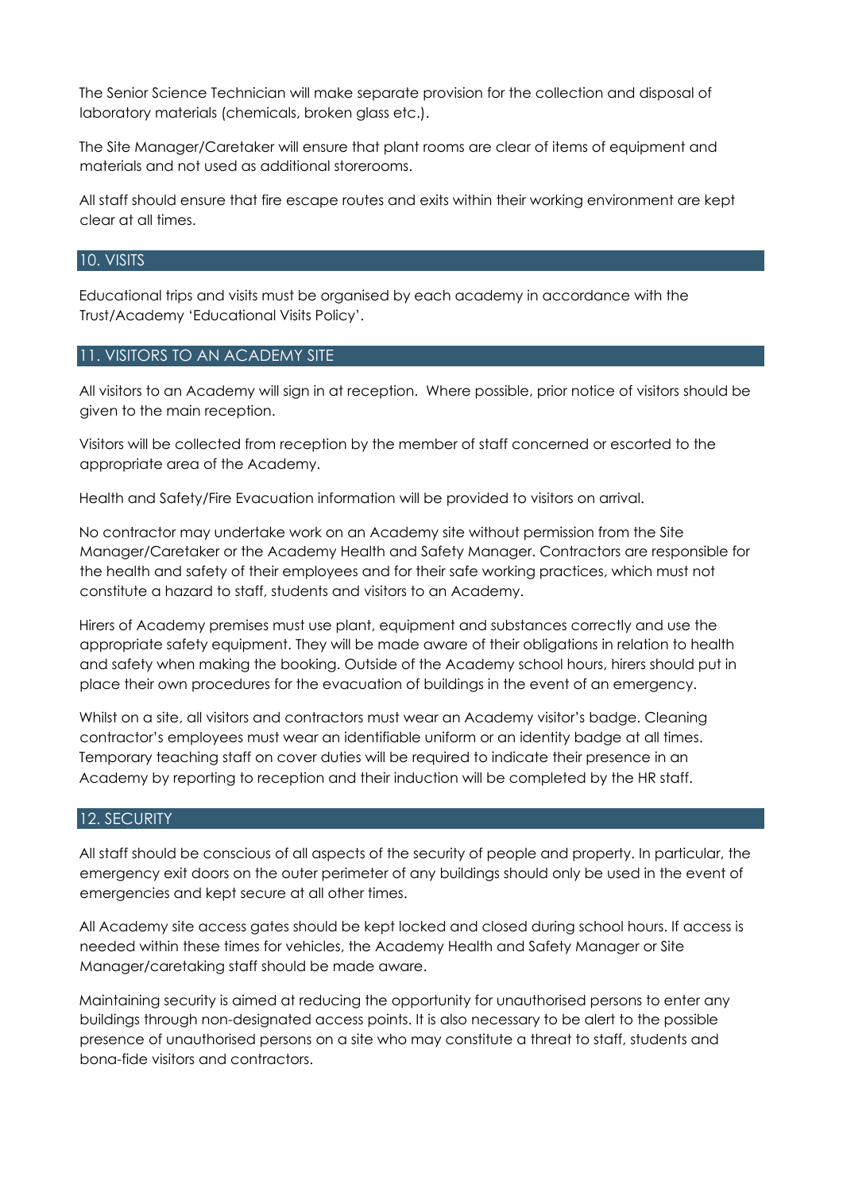The Senior Science Technician will make separate provision for the collection and disposal of laboratory materials (chemicals, broken glass etc.).

The Site Manager/Caretaker will ensure that plant rooms are clear of items of equipment and materials and not used as additional storerooms.

All staff should ensure that fire escape routes and exits within their working environment are kept clear at all times.

## 10. VISITS

Educational trips and visits must be organised by each academy in accordance with the Trust/Academy 'Educational Visits Policy'.

## 11. VISITORS TO AN ACADEMY SITE

All visitors to an Academy will sign in at reception. Where possible, prior notice of visitors should be given to the main reception.

Visitors will be collected from reception by the member of staff concerned or escorted to the appropriate area of the Academy.

Health and Safety/Fire Evacuation information will be provided to visitors on arrival.

No contractor may undertake work on an Academy site without permission from the Site Manager/Caretaker or the Academy Health and Safety Manager. Contractors are responsible for the health and safety of their employees and for their safe working practices, which must not constitute a hazard to staff, students and visitors to an Academy.

Hirers of Academy premises must use plant, equipment and substances correctly and use the appropriate safety equipment. They will be made aware of their obligations in relation to health and safety when making the booking. Outside of the Academy school hours, hirers should put in place their own procedures for the evacuation of buildings in the event of an emergency.

Whilst on a site, all visitors and contractors must wear an Academy visitor's badge. Cleaning contractor's employees must wear an identifiable uniform or an identity badge at all times. Temporary teaching staff on cover duties will be required to indicate their presence in an Academy by reporting to reception and their induction will be completed by the HR staff.

## 12. SECURITY

All staff should be conscious of all aspects of the security of people and property. In particular, the emergency exit doors on the outer perimeter of any buildings should only be used in the event of emergencies and kept secure at all other times.

All Academy site access gates should be kept locked and closed during school hours. If access is needed within these times for vehicles, the Academy Health and Safety Manager or Site Manager/caretaking staff should be made aware.

Maintaining security is aimed at reducing the opportunity for unauthorised persons to enter any buildings through non-designated access points. It is also necessary to be alert to the possible presence of unauthorised persons on a site who may constitute a threat to staff, students and bona-fide visitors and contractors.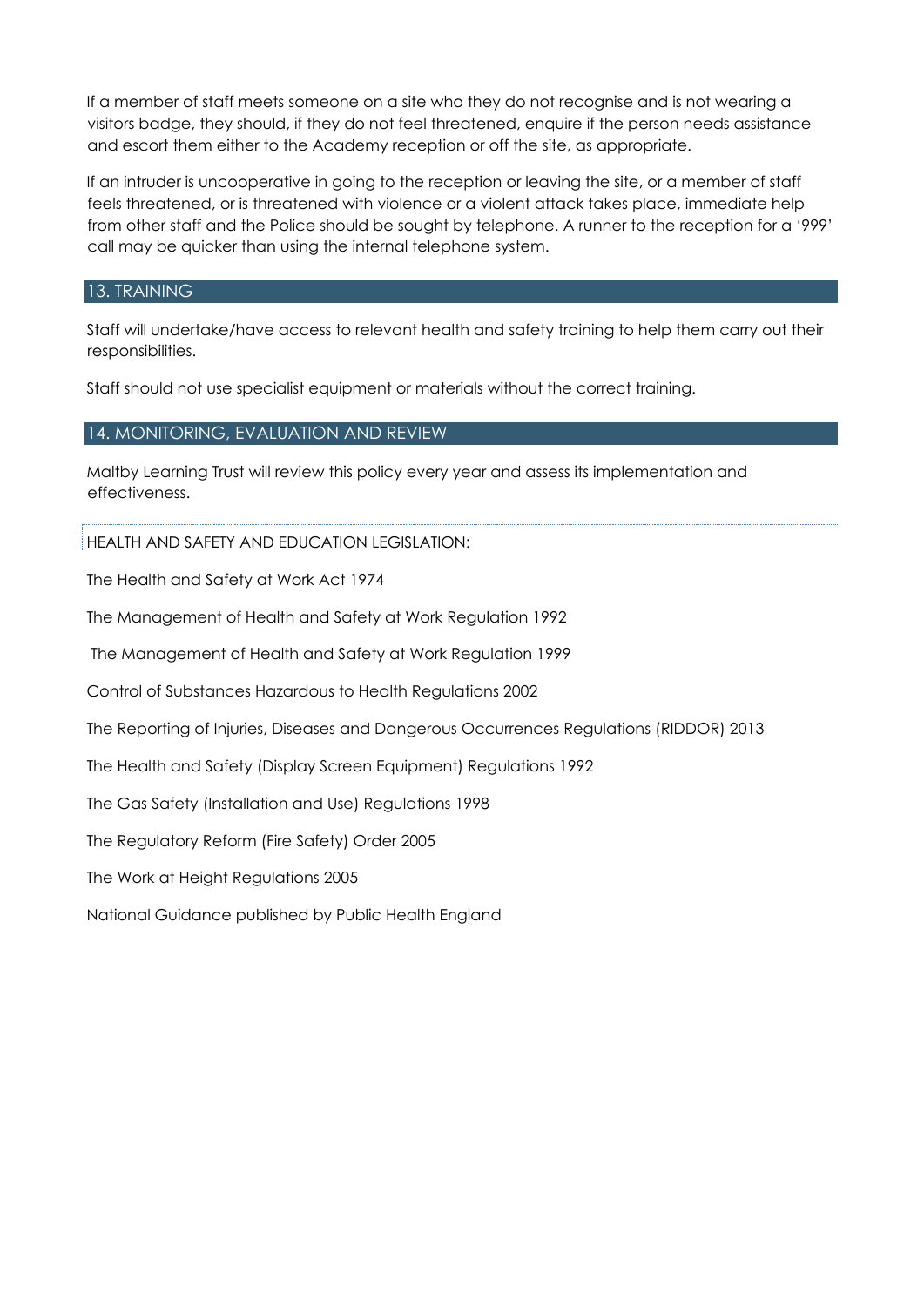If a member of staff meets someone on a site who they do not recognise and is not wearing a visitors badge, they should, if they do not feel threatened, enquire if the person needs assistance and escort them either to the Academy reception or off the site, as appropriate.

If an intruder is uncooperative in going to the reception or leaving the site, or a member of staff feels threatened, or is threatened with violence or a violent attack takes place, immediate help from other staff and the Police should be sought by telephone. A runner to the reception for a '999' call may be quicker than using the internal telephone system.

## 13. TRAINING

Staff will undertake/have access to relevant health and safety training to help them carry out their responsibilities.

Staff should not use specialist equipment or materials without the correct training.

## 14. MONITORING, EVALUATION AND REVIEW

Maltby Learning Trust will review this policy every year and assess its implementation and effectiveness.

HEALTH AND SAFETY AND EDUCATION LEGISLATION:

The Health and Safety at Work Act 1974

The Management of Health and Safety at Work Regulation 1992

The Management of Health and Safety at Work Regulation 1999

Control of Substances Hazardous to Health Regulations 2002

The Reporting of Injuries, Diseases and Dangerous Occurrences Regulations (RIDDOR) 2013

The Health and Safety (Display Screen Equipment) Regulations 1992

The Gas Safety (Installation and Use) Regulations 1998

The Regulatory Reform (Fire Safety) Order 2005

The Work at Height Regulations 2005

National Guidance published by Public Health England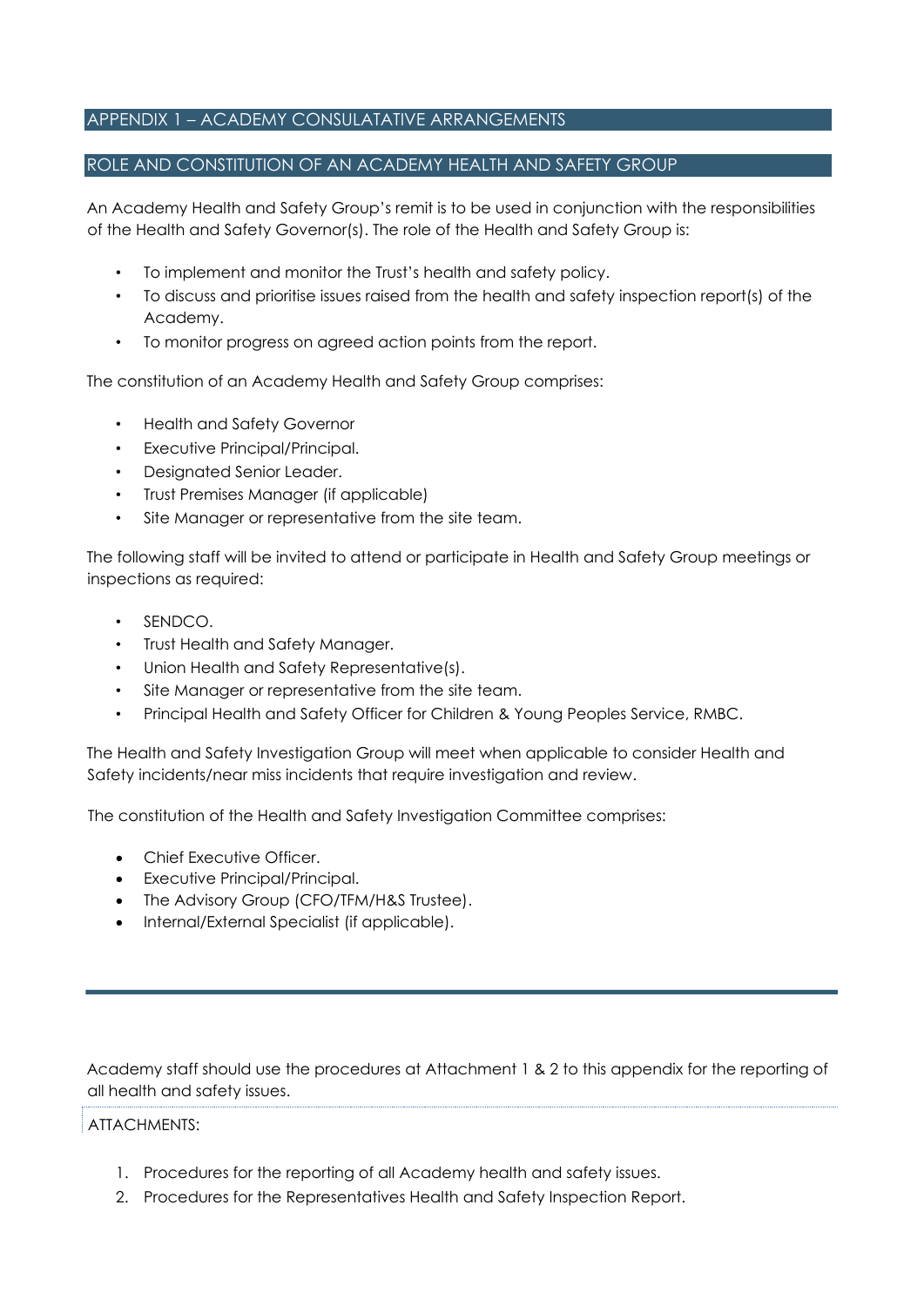## APPENDIX 1 – ACADEMY CONSULATATIVE ARRANGEMENTS

## ROLE AND CONSTITUTION OF AN ACADEMY HEALTH AND SAFETY GROUP

An Academy Health and Safety Group's remit is to be used in conjunction with the responsibilities of the Health and Safety Governor(s). The role of the Health and Safety Group is:

- To implement and monitor the Trust's health and safety policy.
- To discuss and prioritise issues raised from the health and safety inspection report(s) of the Academy.
- To monitor progress on agreed action points from the report.

The constitution of an Academy Health and Safety Group comprises:

- Health and Safety Governor
- Executive Principal/Principal.
- Designated Senior Leader.
- Trust Premises Manager (if applicable)
- Site Manager or representative from the site team.

The following staff will be invited to attend or participate in Health and Safety Group meetings or inspections as required:

- SENDCO.
- Trust Health and Safety Manager.
- Union Health and Safety Representative(s).
- Site Manager or representative from the site team.
- Principal Health and Safety Officer for Children & Young Peoples Service, RMBC.

The Health and Safety Investigation Group will meet when applicable to consider Health and Safety incidents/near miss incidents that require investigation and review.

The constitution of the Health and Safety Investigation Committee comprises:

- Chief Executive Officer.
- Executive Principal/Principal.
- The Advisory Group (CFO/TFM/H&S Trustee).
- Internal/External Specialist (if applicable).

---

Academy staff should use the procedures at Attachment 1 & 2 to this appendix for the reporting of all health and safety issues.

ATTACHMENTS:

1. Procedures for the reporting of all Academy health and safety issues.
2. Procedures for the Representatives Health and Safety Inspection Report.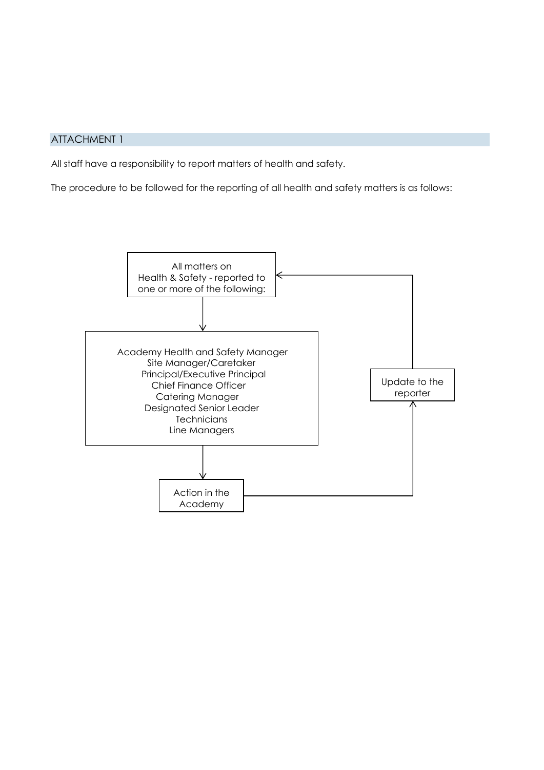## ATTACHMENT 1

All staff have a responsibility to report matters of health and safety.

The procedure to be followed for the reporting of all health and safety matters is as follows:

All matters on Health & Safety - reported to one or more of the following:

- Academy Health and Safety Manager
- Site Manager/Caretaker
- Principal/Executive Principal
- Chief Finance Officer
- Catering Manager
- Designated Senior Leader
- Technicians
- Line Managers

Action in the Academy

Update to the reporter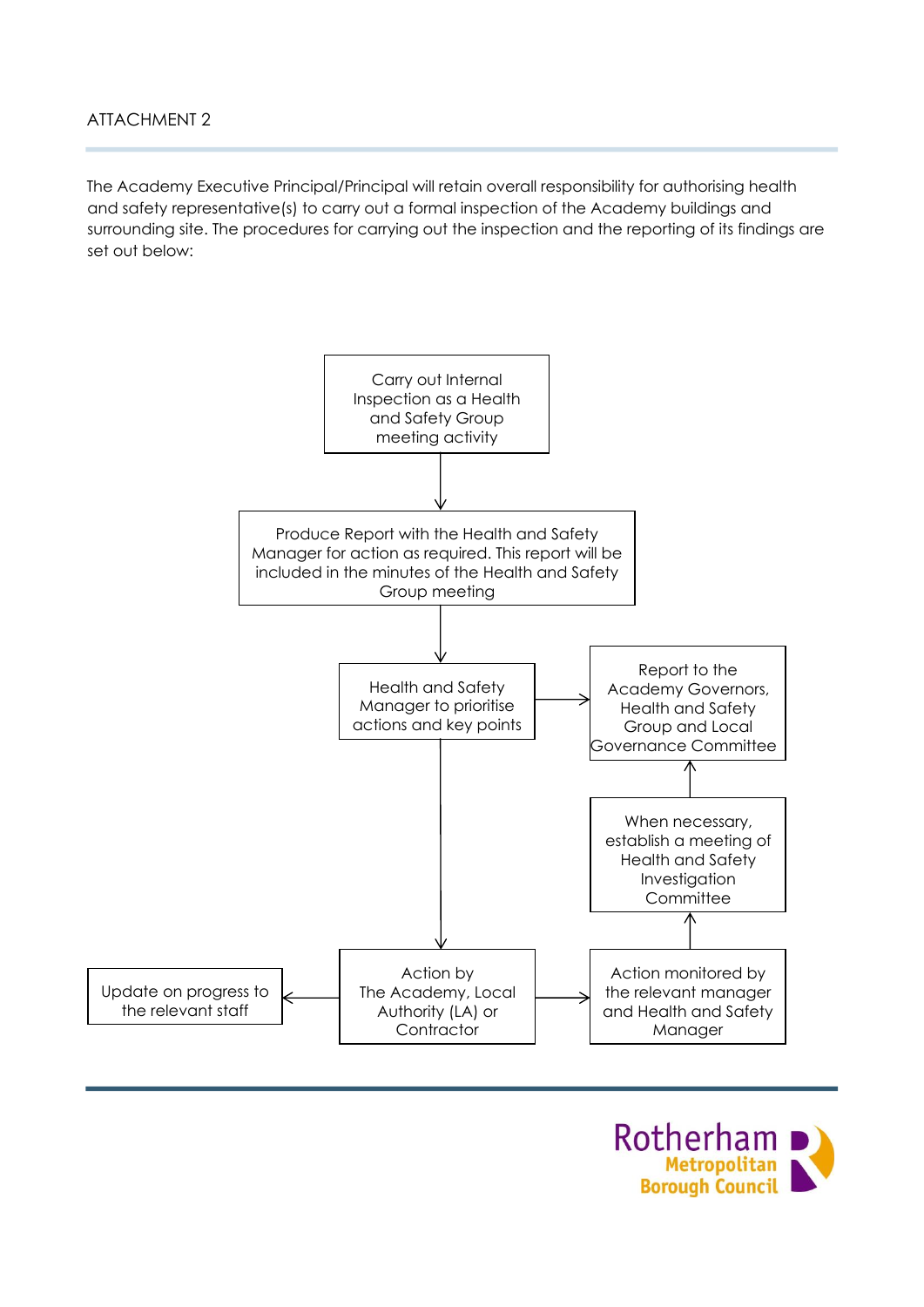ATTACHMENT 2

The Academy Executive Principal/Principal will retain overall responsibility for authorising health and safety representative(s) to carry out a formal inspection of the Academy buildings and surrounding site. The procedures for carrying out the inspection and the reporting of its findings are set out below:

Carry out Internal Inspection as a Health and Safety Group meeting activity

↓

Produce Report with the Health and Safety Manager for action as required. This report will be included in the minutes of the Health and Safety Group meeting

↓

Health and Safety Manager to prioritise actions and key points → Report to the Academy Governors, Health and Safety Group and Local Governance Committee

↓

Action by The Academy, Local Authority (LA) or Contractor

- → Update on progress to the relevant staff
- → Action monitored by the relevant manager and Health and Safety Manager → When necessary, establish a meeting of Health and Safety Investigation Committee → Report to the Academy Governors, Health and Safety Group and Local Governance Committee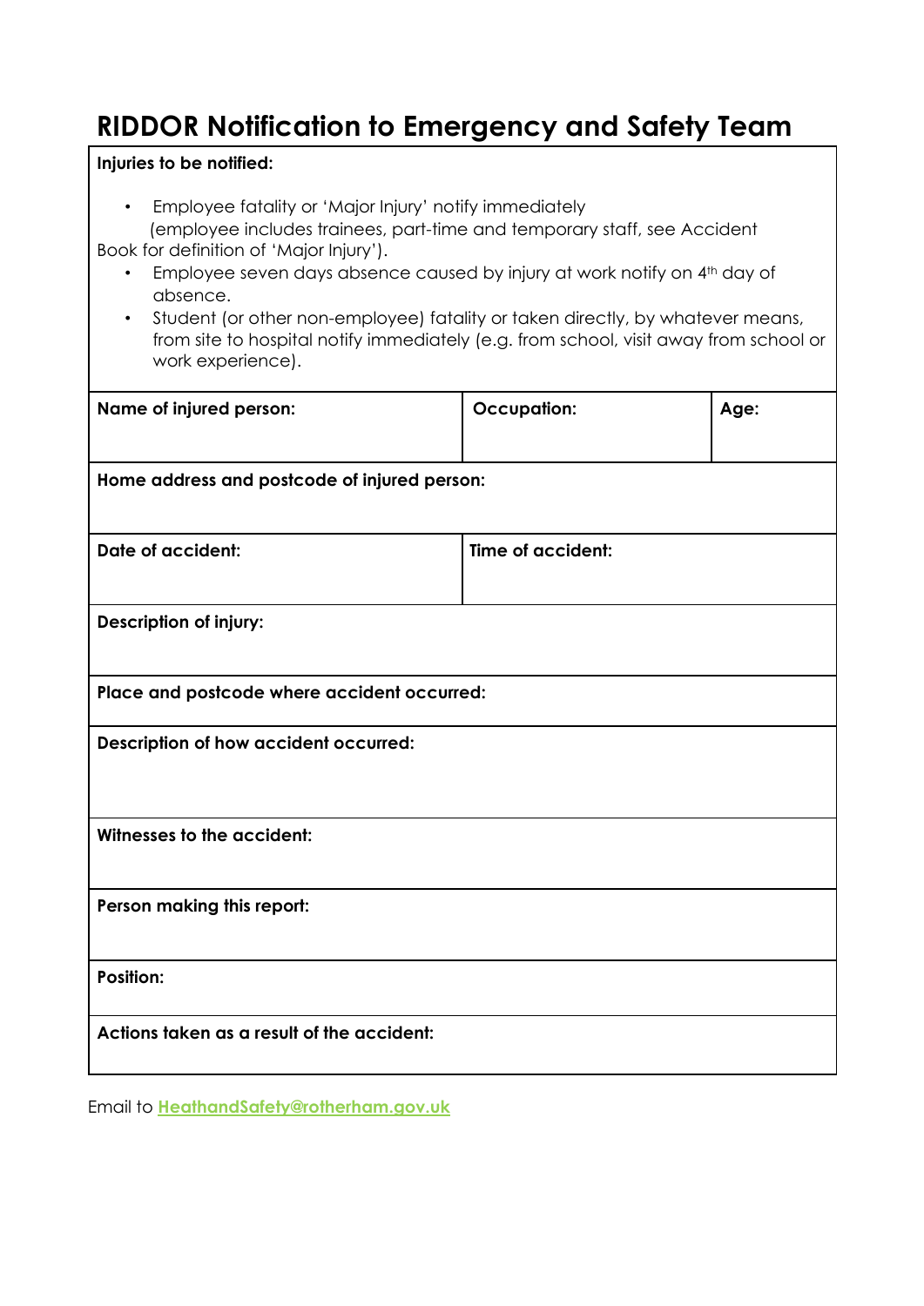# RIDDOR Notification to Emergency and Safety Team

**Injuries to be notified:**

- Employee fatality or 'Major Injury' notify immediately
  (employee includes trainees, part-time and temporary staff, see Accident Book for definition of 'Major Injury').
- Employee seven days absence caused by injury at work notify on 4th day of absence.
- Student (or other non-employee) fatality or taken directly, by whatever means, from site to hospital notify immediately (e.g. from school, visit away from school or work experience).

| **Name of injured person:** | **Occupation:** | **Age:** |
|---|---|---|
| **Home address and postcode of injured person:** | | |
| **Date of accident:** | **Time of accident:** | |
| **Description of injury:** | | |
| **Place and postcode where accident occurred:** | | |
| **Description of how accident occurred:** | | |
| **Witnesses to the accident:** | | |
| **Person making this report:** | | |
| **Position:** | | |
| **Actions taken as a result of the accident:** | | |

Email to **HeathandSafety@rotherham.gov.uk**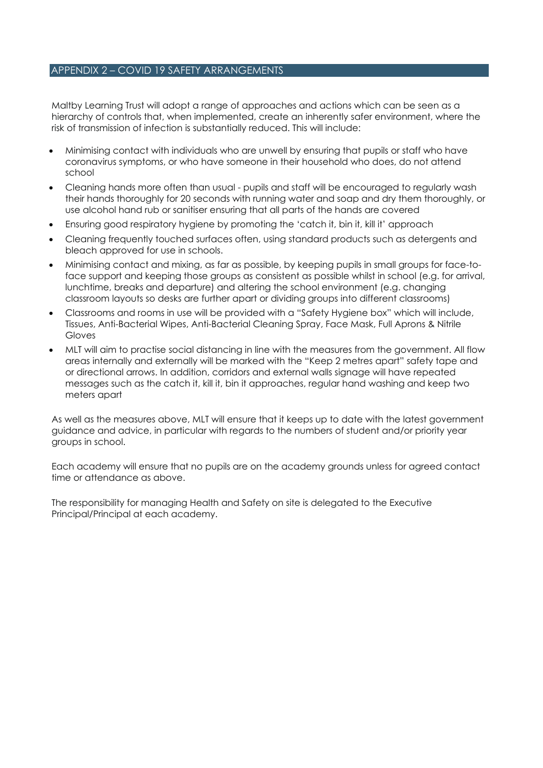## APPENDIX 2 – COVID 19 SAFETY ARRANGEMENTS

Maltby Learning Trust will adopt a range of approaches and actions which can be seen as a hierarchy of controls that, when implemented, create an inherently safer environment, where the risk of transmission of infection is substantially reduced. This will include:

- Minimising contact with individuals who are unwell by ensuring that pupils or staff who have coronavirus symptoms, or who have someone in their household who does, do not attend school
- Cleaning hands more often than usual - pupils and staff will be encouraged to regularly wash their hands thoroughly for 20 seconds with running water and soap and dry them thoroughly, or use alcohol hand rub or sanitiser ensuring that all parts of the hands are covered
- Ensuring good respiratory hygiene by promoting the 'catch it, bin it, kill it' approach
- Cleaning frequently touched surfaces often, using standard products such as detergents and bleach approved for use in schools.
- Minimising contact and mixing, as far as possible, by keeping pupils in small groups for face-to-face support and keeping those groups as consistent as possible whilst in school (e.g. for arrival, lunchtime, breaks and departure) and altering the school environment (e.g. changing classroom layouts so desks are further apart or dividing groups into different classrooms)
- Classrooms and rooms in use will be provided with a "Safety Hygiene box" which will include, Tissues, Anti-Bacterial Wipes, Anti-Bacterial Cleaning Spray, Face Mask, Full Aprons & Nitrile Gloves
- MLT will aim to practise social distancing in line with the measures from the government. All flow areas internally and externally will be marked with the "Keep 2 metres apart" safety tape and or directional arrows. In addition, corridors and external walls signage will have repeated messages such as the catch it, kill it, bin it approaches, regular hand washing and keep two meters apart

As well as the measures above, MLT will ensure that it keeps up to date with the latest government guidance and advice, in particular with regards to the numbers of student and/or priority year groups in school.

Each academy will ensure that no pupils are on the academy grounds unless for agreed contact time or attendance as above.

The responsibility for managing Health and Safety on site is delegated to the Executive Principal/Principal at each academy.